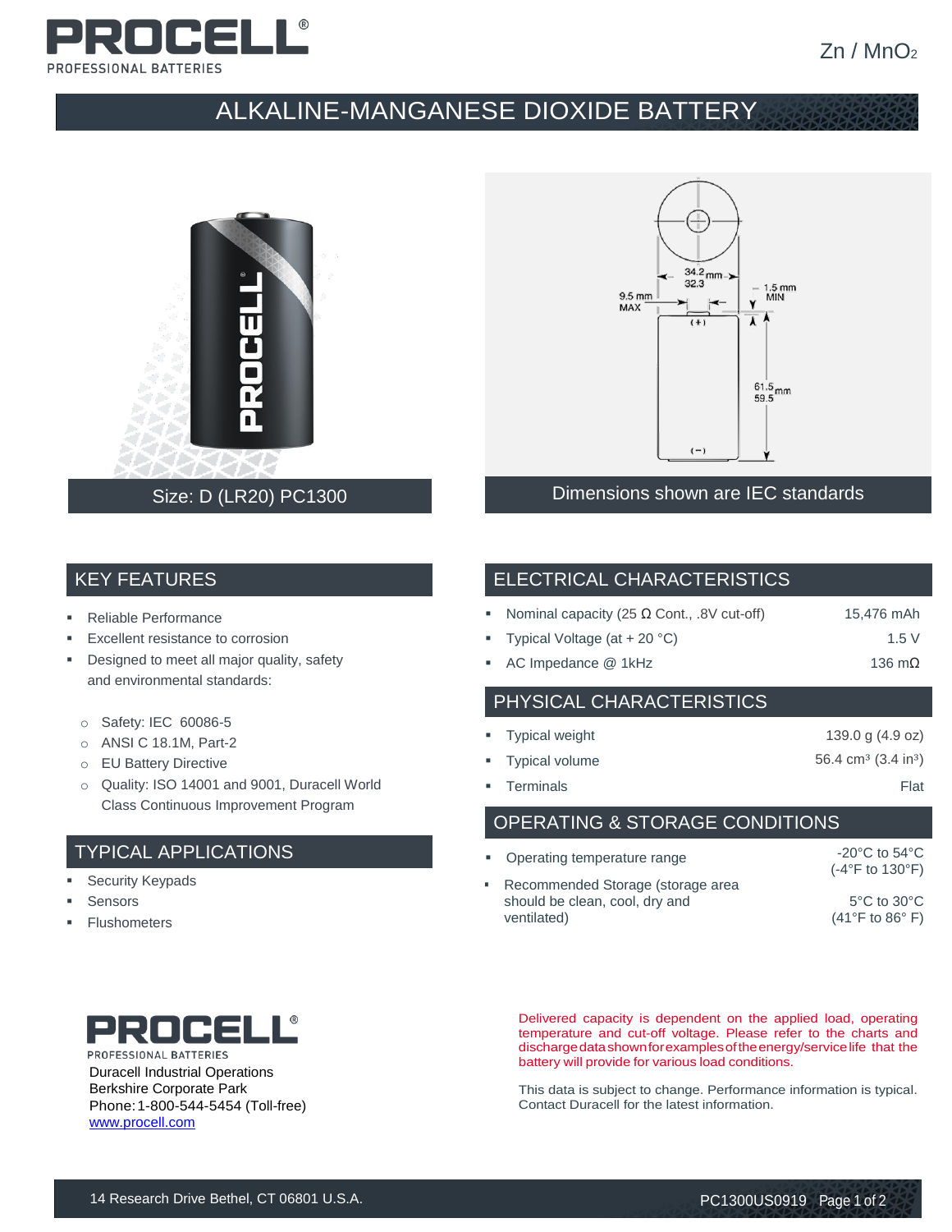PROCELL®
PROFESSIONAL BATTERIES

$Zn / MnO_2$

# ALKALINE-MANGANESE DIOXIDE BATTERY

Size: D (LR20) PC1300

Dimensions shown are IEC standards

## KEY FEATURES

- Reliable Performance
- Excellent resistance to corrosion
- Designed to meet all major quality, safety and environmental standards:
  - Safety: IEC 60086-5
  - ANSI C 18.1M, Part-2
  - EU Battery Directive
  - Quality: ISO 14001 and 9001, Duracell World Class Continuous Improvement Program

## TYPICAL APPLICATIONS

- Security Keypads
- Sensors
- Flushometers

## ELECTRICAL CHARACTERISTICS

| Characteristic | Value |
|---|---|
| Nominal capacity (25 Ω Cont., .8V cut-off) | 15,476 mAh |
| Typical Voltage (at + 20 °C) | 1.5 V |
| AC Impedance @ 1kHz | 136 mΩ |

## PHYSICAL CHARACTERISTICS

| Characteristic | Value |
|---|---|
| Typical weight | 139.0 g (4.9 oz) |
| Typical volume | 56.4 $cm^3$ (3.4 $in^3$) |
| Terminals | Flat |

## OPERATING & STORAGE CONDITIONS

| Condition | Value |
|---|---|
| Operating temperature range | -20°C to 54°C (-4°F to 130°F) |
| Recommended Storage (storage area should be clean, cool, dry and ventilated) | 5°C to 30°C (41°F to 86° F) |

PROCELL®
PROFESSIONAL BATTERIES

Duracell Industrial Operations
Berkshire Corporate Park
Phone: 1-800-544-5454 (Toll-free)
www.procell.com

Delivered capacity is dependent on the applied load, operating temperature and cut-off voltage. Please refer to the charts and discharge data shown for examples of the energy/service life that the battery will provide for various load conditions.

This data is subject to change. Performance information is typical. Contact Duracell for the latest information.

14 Research Drive Bethel, CT 06801 U.S.A.

PC1300US0919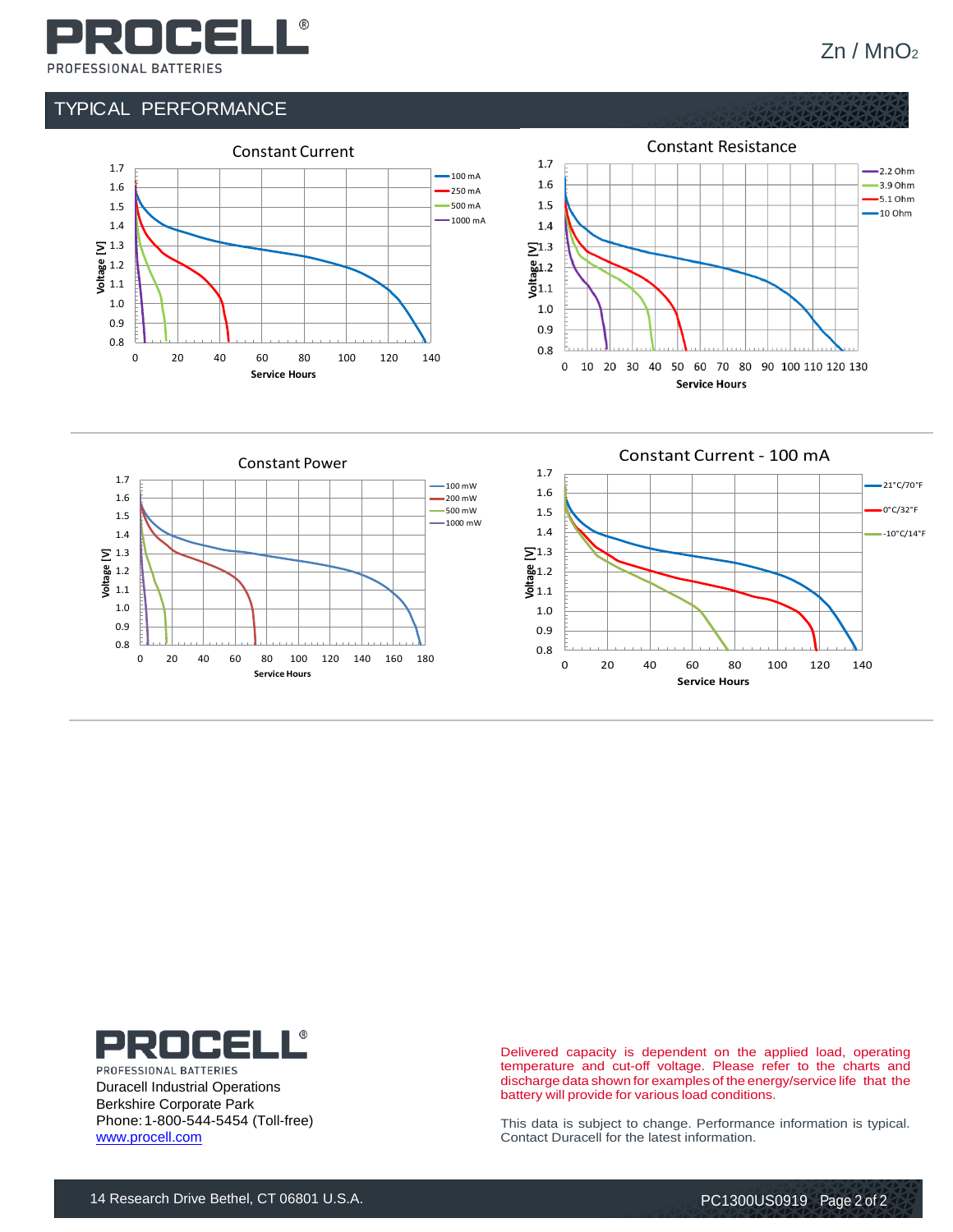Zn / $MnO_2$

## TYPICAL PERFORMANCE

### Constant Current

1.7
1.6
1.5
1.4
1.3
1.2
1.1
1.0
0.9
0.8

Voltage [V]

0 20 40 60 80 100 120 140

Service Hours

100 mA
250 mA
500 mA
1000 mA

### Constant Resistance

1.7
1.6
1.5
1.4
1.3
1.2
1.1
1.0
0.9
0.8

Voltage [V]

0 10 20 30 40 50 60 70 80 90 100 110 120 130

Service Hours

2.2 Ohm
3.9 Ohm
5.1 Ohm
10 Ohm

### Constant Power

1.7
1.6
1.5
1.4
1.3
1.2
1.1
1.0
0.9
0.8

Voltage [V]

0 20 40 60 80 100 120 140 160 180

Service Hours

100 mW
200 mW
500 mW
1000 mW

### Constant Current - 100 mA

1.7
1.6
1.5
1.4
1.3
1.2
1.1
1.0
0.9
0.8

Voltage [V]

0 20 40 60 80 100 120 140

Service Hours

21°C/70°F
0°C/32°F
-10°C/14°F

PROCELL
PROFESSIONAL BATTERIES
Duracell Industrial Operations
Berkshire Corporate Park
Phone: 1-800-544-5454 (Toll-free)
www.procell.com

Delivered capacity is dependent on the applied load, operating temperature and cut-off voltage. Please refer to the charts and discharge data shown for examples of the energy/service life that the battery will provide for various load conditions.

This data is subject to change. Performance information is typical. Contact Duracell for the latest information.

14 Research Drive Bethel, CT 06801 U.S.A.

PC1300US0919